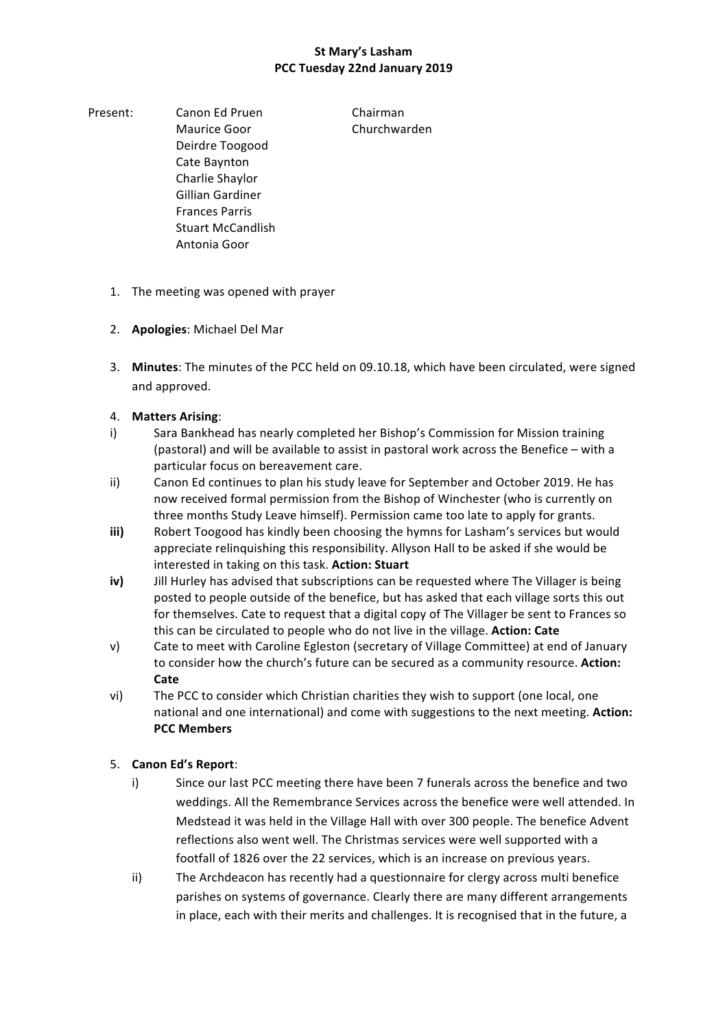**St Mary's Lasham**
**PCC Tuesday 22nd January 2019**

| Present: | | |
|---|---|---|
| | Canon Ed Pruen | Chairman |
| | Maurice Goor | Churchwarden |
| | Deirdre Toogood | |
| | Cate Baynton | |
| | Charlie Shaylor | |
| | Gillian Gardiner | |
| | Frances Parris | |
| | Stuart McCandlish | |
| | Antonia Goor | |

1. The meeting was opened with prayer

2. **Apologies**: Michael Del Mar

3. **Minutes**: The minutes of the PCC held on 09.10.18, which have been circulated, were signed and approved.

4. **Matters Arising**:

i) Sara Bankhead has nearly completed her Bishop's Commission for Mission training (pastoral) and will be available to assist in pastoral work across the Benefice – with a particular focus on bereavement care.

ii) Canon Ed continues to plan his study leave for September and October 2019. He has now received formal permission from the Bishop of Winchester (who is currently on three months Study Leave himself). Permission came too late to apply for grants.

**iii)** Robert Toogood has kindly been choosing the hymns for Lasham's services but would appreciate relinquishing this responsibility. Allyson Hall to be asked if she would be interested in taking on this task. **Action: Stuart**

**iv)** Jill Hurley has advised that subscriptions can be requested where The Villager is being posted to people outside of the benefice, but has asked that each village sorts this out for themselves. Cate to request that a digital copy of The Villager be sent to Frances so this can be circulated to people who do not live in the village. **Action: Cate**

v) Cate to meet with Caroline Egleston (secretary of Village Committee) at end of January to consider how the church's future can be secured as a community resource. **Action: Cate**

vi) The PCC to consider which Christian charities they wish to support (one local, one national and one international) and come with suggestions to the next meeting. **Action: PCC Members**

5. **Canon Ed's Report**:

i) Since our last PCC meeting there have been 7 funerals across the benefice and two weddings. All the Remembrance Services across the benefice were well attended. In Medstead it was held in the Village Hall with over 300 people. The benefice Advent reflections also went well. The Christmas services were well supported with a footfall of 1826 over the 22 services, which is an increase on previous years.

ii) The Archdeacon has recently had a questionnaire for clergy across multi benefice parishes on systems of governance. Clearly there are many different arrangements in place, each with their merits and challenges. It is recognised that in the future, a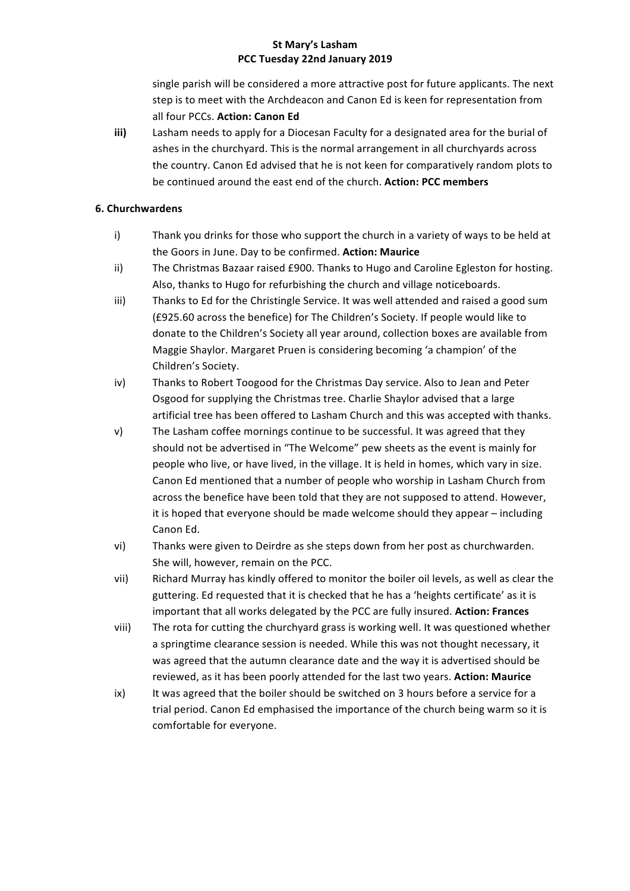single parish will be considered a more attractive post for future applicants. The next step is to meet with the Archdeacon and Canon Ed is keen for representation from all four PCCs. **Action: Canon Ed**

**iii)** Lasham needs to apply for a Diocesan Faculty for a designated area for the burial of ashes in the churchyard. This is the normal arrangement in all churchyards across the country. Canon Ed advised that he is not keen for comparatively random plots to be continued around the east end of the church. **Action: PCC members**

**6. Churchwardens**

i) Thank you drinks for those who support the church in a variety of ways to be held at the Goors in June. Day to be confirmed. **Action: Maurice**

ii) The Christmas Bazaar raised £900. Thanks to Hugo and Caroline Egleston for hosting. Also, thanks to Hugo for refurbishing the church and village noticeboards.

iii) Thanks to Ed for the Christingle Service. It was well attended and raised a good sum (£925.60 across the benefice) for The Children's Society. If people would like to donate to the Children's Society all year around, collection boxes are available from Maggie Shaylor. Margaret Pruen is considering becoming 'a champion' of the Children's Society.

iv) Thanks to Robert Toogood for the Christmas Day service. Also to Jean and Peter Osgood for supplying the Christmas tree. Charlie Shaylor advised that a large artificial tree has been offered to Lasham Church and this was accepted with thanks.

v) The Lasham coffee mornings continue to be successful. It was agreed that they should not be advertised in "The Welcome" pew sheets as the event is mainly for people who live, or have lived, in the village. It is held in homes, which vary in size. Canon Ed mentioned that a number of people who worship in Lasham Church from across the benefice have been told that they are not supposed to attend. However, it is hoped that everyone should be made welcome should they appear – including Canon Ed.

vi) Thanks were given to Deirdre as she steps down from her post as churchwarden. She will, however, remain on the PCC.

vii) Richard Murray has kindly offered to monitor the boiler oil levels, as well as clear the guttering. Ed requested that it is checked that he has a 'heights certificate' as it is important that all works delegated by the PCC are fully insured. **Action: Frances**

viii) The rota for cutting the churchyard grass is working well. It was questioned whether a springtime clearance session is needed. While this was not thought necessary, it was agreed that the autumn clearance date and the way it is advertised should be reviewed, as it has been poorly attended for the last two years. **Action: Maurice**

ix) It was agreed that the boiler should be switched on 3 hours before a service for a trial period. Canon Ed emphasised the importance of the church being warm so it is comfortable for everyone.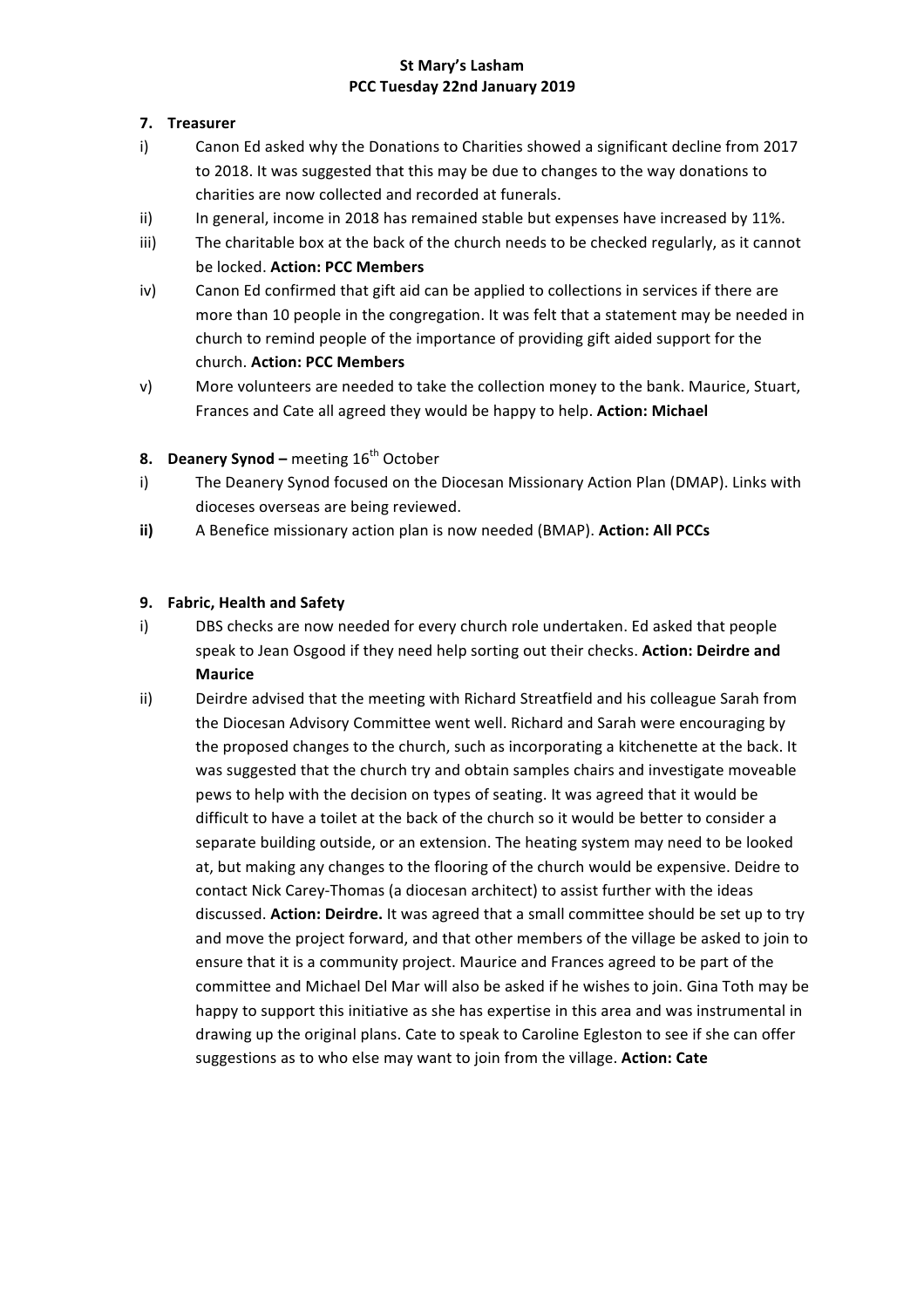**St Mary's Lasham**
**PCC Tuesday 22nd January 2019**

## 7. Treasurer

i) Canon Ed asked why the Donations to Charities showed a significant decline from 2017 to 2018. It was suggested that this may be due to changes to the way donations to charities are now collected and recorded at funerals.

ii) In general, income in 2018 has remained stable but expenses have increased by 11%.

iii) The charitable box at the back of the church needs to be checked regularly, as it cannot be locked. **Action: PCC Members**

iv) Canon Ed confirmed that gift aid can be applied to collections in services if there are more than 10 people in the congregation. It was felt that a statement may be needed in church to remind people of the importance of providing gift aided support for the church. **Action: PCC Members**

v) More volunteers are needed to take the collection money to the bank. Maurice, Stuart, Frances and Cate all agreed they would be happy to help. **Action: Michael**

## 8. Deanery Synod – meeting 16th October

i) The Deanery Synod focused on the Diocesan Missionary Action Plan (DMAP). Links with dioceses overseas are being reviewed.

**ii)** A Benefice missionary action plan is now needed (BMAP). **Action: All PCCs**

## 9. Fabric, Health and Safety

i) DBS checks are now needed for every church role undertaken. Ed asked that people speak to Jean Osgood if they need help sorting out their checks. **Action: Deirdre and Maurice**

ii) Deirdre advised that the meeting with Richard Streatfield and his colleague Sarah from the Diocesan Advisory Committee went well. Richard and Sarah were encouraging by the proposed changes to the church, such as incorporating a kitchenette at the back. It was suggested that the church try and obtain samples chairs and investigate moveable pews to help with the decision on types of seating. It was agreed that it would be difficult to have a toilet at the back of the church so it would be better to consider a separate building outside, or an extension. The heating system may need to be looked at, but making any changes to the flooring of the church would be expensive. Deidre to contact Nick Carey-Thomas (a diocesan architect) to assist further with the ideas discussed. **Action: Deirdre.** It was agreed that a small committee should be set up to try and move the project forward, and that other members of the village be asked to join to ensure that it is a community project. Maurice and Frances agreed to be part of the committee and Michael Del Mar will also be asked if he wishes to join. Gina Toth may be happy to support this initiative as she has expertise in this area and was instrumental in drawing up the original plans. Cate to speak to Caroline Egleston to see if she can offer suggestions as to who else may want to join from the village. **Action: Cate**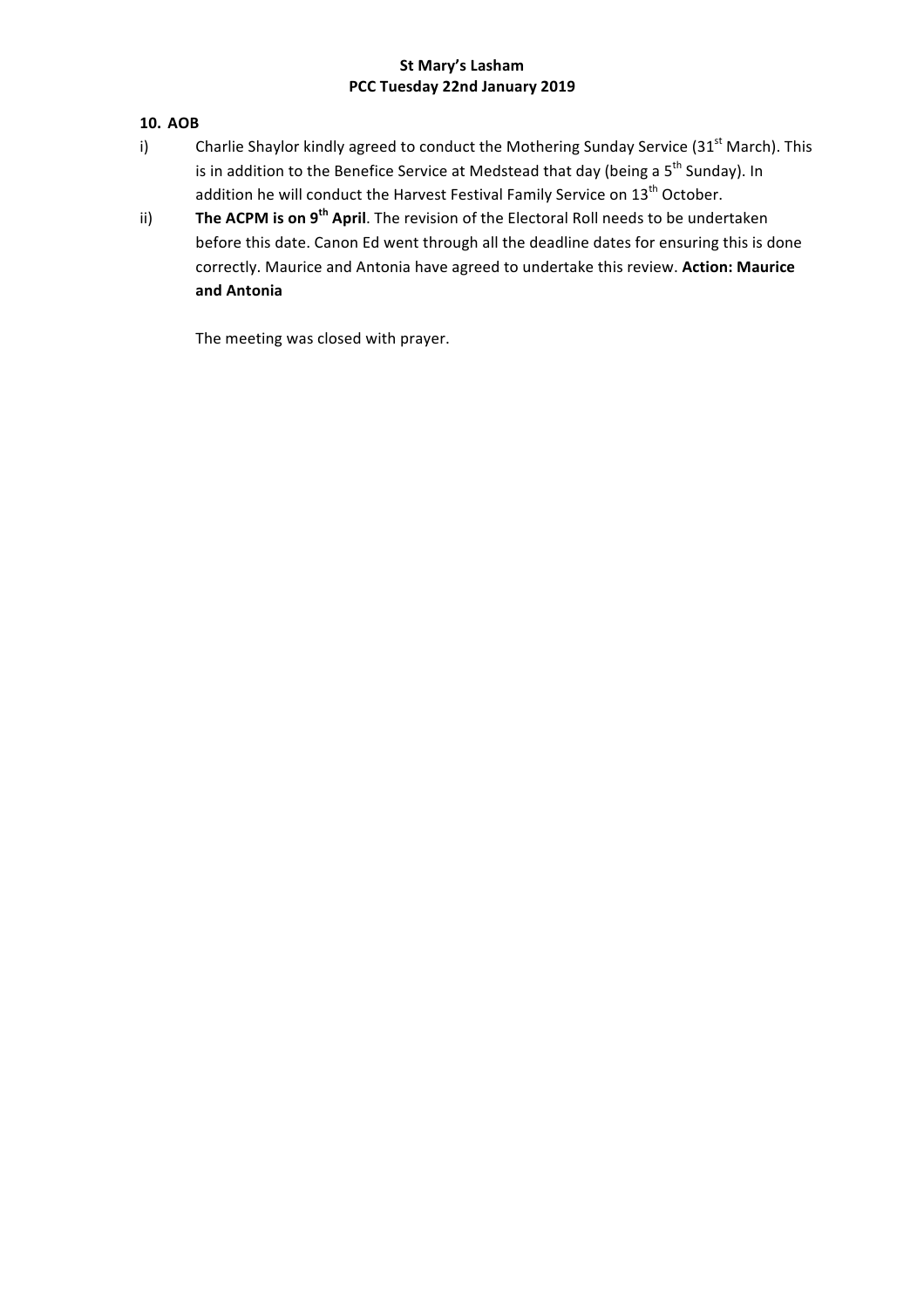**10. AOB**

i) Charlie Shaylor kindly agreed to conduct the Mothering Sunday Service (31st March). This is in addition to the Benefice Service at Medstead that day (being a 5th Sunday). In addition he will conduct the Harvest Festival Family Service on 13th October.

ii) **The ACPM is on 9th April**. The revision of the Electoral Roll needs to be undertaken before this date. Canon Ed went through all the deadline dates for ensuring this is done correctly. Maurice and Antonia have agreed to undertake this review. **Action: Maurice and Antonia**

The meeting was closed with prayer.